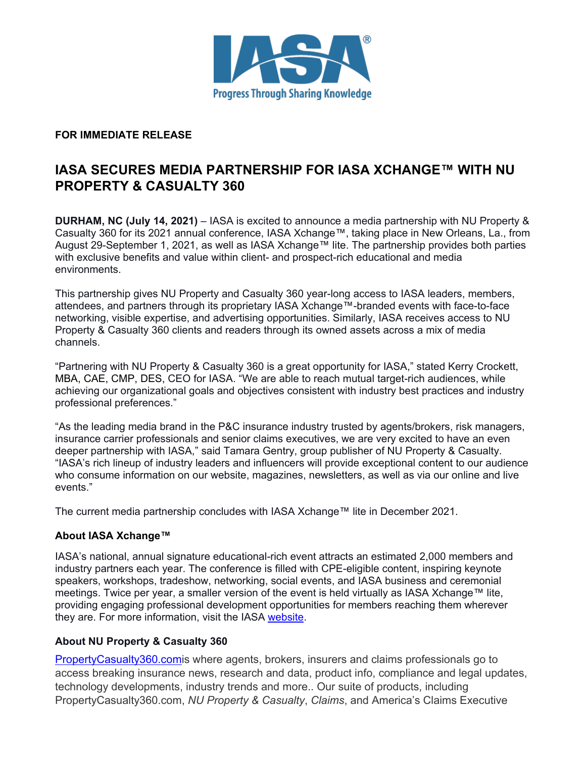**FOR IMMEDIATE RELEASE**

# IASA SECURES MEDIA PARTNERSHIP FOR IASA XCHANGE™ WITH NU PROPERTY & CASUALTY 360

**DURHAM, NC (July 14, 2021)** – IASA is excited to announce a media partnership with NU Property & Casualty 360 for its 2021 annual conference, IASA Xchange™, taking place in New Orleans, La., from August 29-September 1, 2021, as well as IASA Xchange™ lite. The partnership provides both parties with exclusive benefits and value within client- and prospect-rich educational and media environments.

This partnership gives NU Property and Casualty 360 year-long access to IASA leaders, members, attendees, and partners through its proprietary IASA Xchange™-branded events with face-to-face networking, visible expertise, and advertising opportunities. Similarly, IASA receives access to NU Property & Casualty 360 clients and readers through its owned assets across a mix of media channels.

"Partnering with NU Property & Casualty 360 is a great opportunity for IASA," stated Kerry Crockett, MBA, CAE, CMP, DES, CEO for IASA. "We are able to reach mutual target-rich audiences, while achieving our organizational goals and objectives consistent with industry best practices and industry professional preferences."

"As the leading media brand in the P&C insurance industry trusted by agents/brokers, risk managers, insurance carrier professionals and senior claims executives, we are very excited to have an even deeper partnership with IASA," said Tamara Gentry, group publisher of NU Property & Casualty. "IASA's rich lineup of industry leaders and influencers will provide exceptional content to our audience who consume information on our website, magazines, newsletters, as well as via our online and live events."

The current media partnership concludes with IASA Xchange™ lite in December 2021.

### About IASA Xchange™

IASA's national, annual signature educational-rich event attracts an estimated 2,000 members and industry partners each year. The conference is filled with CPE-eligible content, inspiring keynote speakers, workshops, tradeshow, networking, social events, and IASA business and ceremonial meetings. Twice per year, a smaller version of the event is held virtually as IASA Xchange™ lite, providing engaging professional development opportunities for members reaching them wherever they are. For more information, visit the IASA website.

### About NU Property & Casualty 360

PropertyCasualty360.comis where agents, brokers, insurers and claims professionals go to access breaking insurance news, research and data, product info, compliance and legal updates, technology developments, industry trends and more.. Our suite of products, including PropertyCasualty360.com, *NU Property & Casualty*, *Claims*, and America's Claims Executive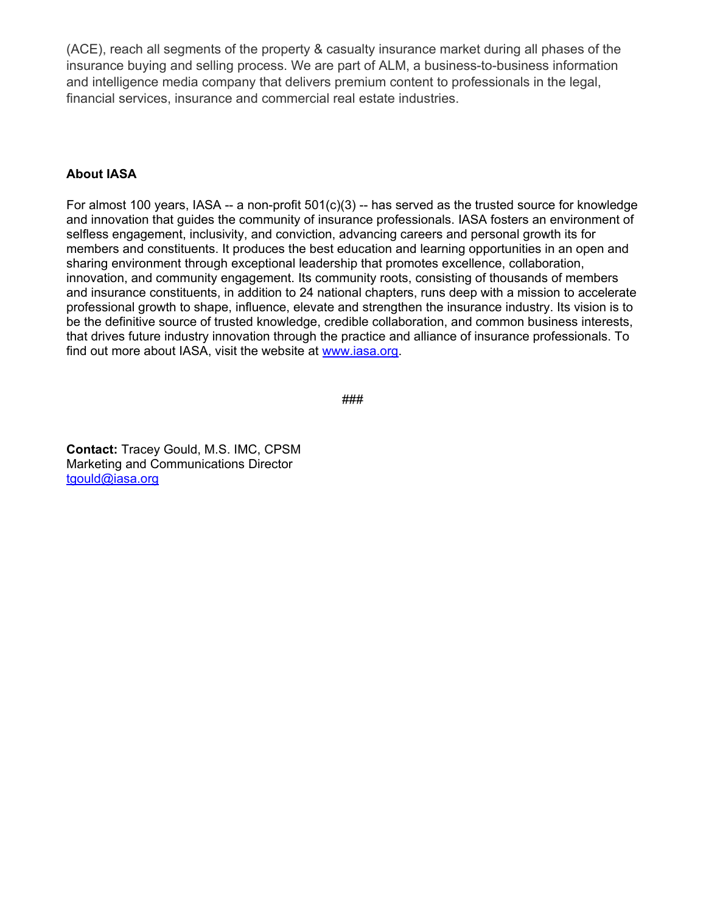(ACE), reach all segments of the property & casualty insurance market during all phases of the insurance buying and selling process. We are part of ALM, a business-to-business information and intelligence media company that delivers premium content to professionals in the legal, financial services, insurance and commercial real estate industries.

**About IASA**

For almost 100 years, IASA -- a non-profit 501(c)(3) -- has served as the trusted source for knowledge and innovation that guides the community of insurance professionals. IASA fosters an environment of selfless engagement, inclusivity, and conviction, advancing careers and personal growth its for members and constituents. It produces the best education and learning opportunities in an open and sharing environment through exceptional leadership that promotes excellence, collaboration, innovation, and community engagement. Its community roots, consisting of thousands of members and insurance constituents, in addition to 24 national chapters, runs deep with a mission to accelerate professional growth to shape, influence, elevate and strengthen the insurance industry. Its vision is to be the definitive source of trusted knowledge, credible collaboration, and common business interests, that drives future industry innovation through the practice and alliance of insurance professionals. To find out more about IASA, visit the website at [www.iasa.org](http://www.iasa.org).

###

**Contact:** Tracey Gould, M.S. IMC, CPSM
Marketing and Communications Director
[tgould@iasa.org](mailto:tgould@iasa.org)